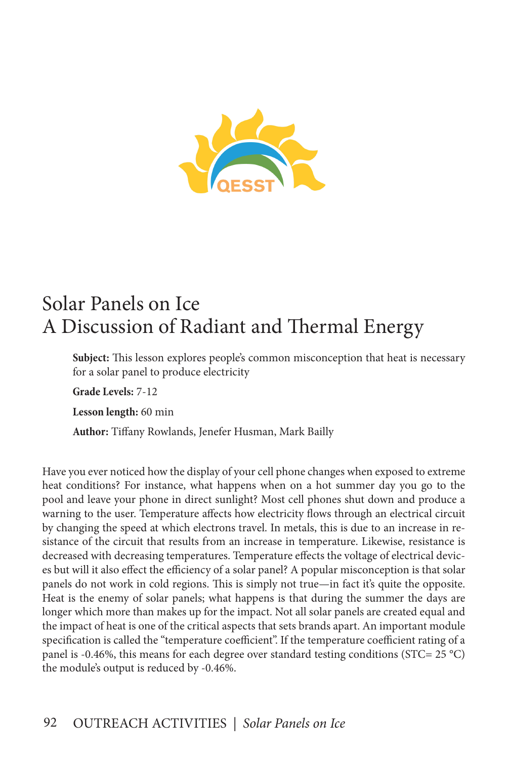# Solar Panels on Ice
## A Discussion of Radiant and Thermal Energy

**Subject:** This lesson explores people's common misconception that heat is necessary for a solar panel to produce electricity

**Grade Levels:** 7-12

**Lesson length:** 60 min

**Author:** Tiffany Rowlands, Jenefer Husman, Mark Bailly

Have you ever noticed how the display of your cell phone changes when exposed to extreme heat conditions? For instance, what happens when on a hot summer day you go to the pool and leave your phone in direct sunlight? Most cell phones shut down and produce a warning to the user. Temperature affects how electricity flows through an electrical circuit by changing the speed at which electrons travel. In metals, this is due to an increase in resistance of the circuit that results from an increase in temperature. Likewise, resistance is decreased with decreasing temperatures. Temperature effects the voltage of electrical devices but will it also effect the efficiency of a solar panel? A popular misconception is that solar panels do not work in cold regions. This is simply not true—in fact it's quite the opposite. Heat is the enemy of solar panels; what happens is that during the summer the days are longer which more than makes up for the impact. Not all solar panels are created equal and the impact of heat is one of the critical aspects that sets brands apart. An important module specification is called the "temperature coefficient". If the temperature coefficient rating of a panel is -0.46%, this means for each degree over standard testing conditions (STC= 25 °C) the module's output is reduced by -0.46%.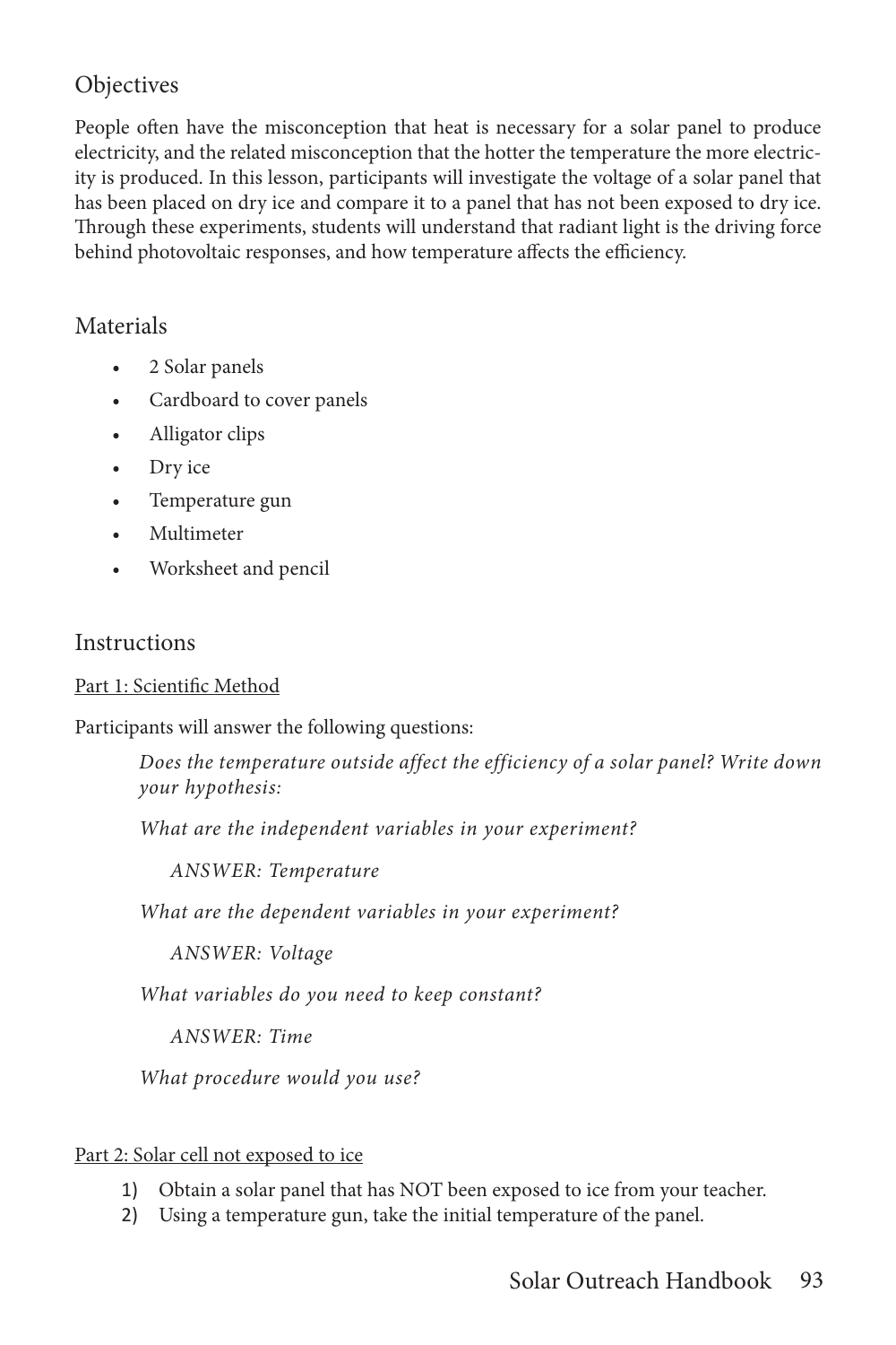## Objectives

People often have the misconception that heat is necessary for a solar panel to produce electricity, and the related misconception that the hotter the temperature the more electricity is produced. In this lesson, participants will investigate the voltage of a solar panel that has been placed on dry ice and compare it to a panel that has not been exposed to dry ice. Through these experiments, students will understand that radiant light is the driving force behind photovoltaic responses, and how temperature affects the efficiency.

## Materials

- 2 Solar panels
- Cardboard to cover panels
- Alligator clips
- Dry ice
- Temperature gun
- Multimeter
- Worksheet and pencil

## Instructions

<u>Part 1: Scientific Method</u>

Participants will answer the following questions:

> *Does the temperature outside affect the efficiency of a solar panel? Write down your hypothesis:*
>
> *What are the independent variables in your experiment?*
>
> > *ANSWER: Temperature*
>
> *What are the dependent variables in your experiment?*
>
> > *ANSWER: Voltage*
>
> *What variables do you need to keep constant?*
>
> > *ANSWER: Time*
>
> *What procedure would you use?*

<u>Part 2: Solar cell not exposed to ice</u>

1) Obtain a solar panel that has NOT been exposed to ice from your teacher.
2) Using a temperature gun, take the initial temperature of the panel.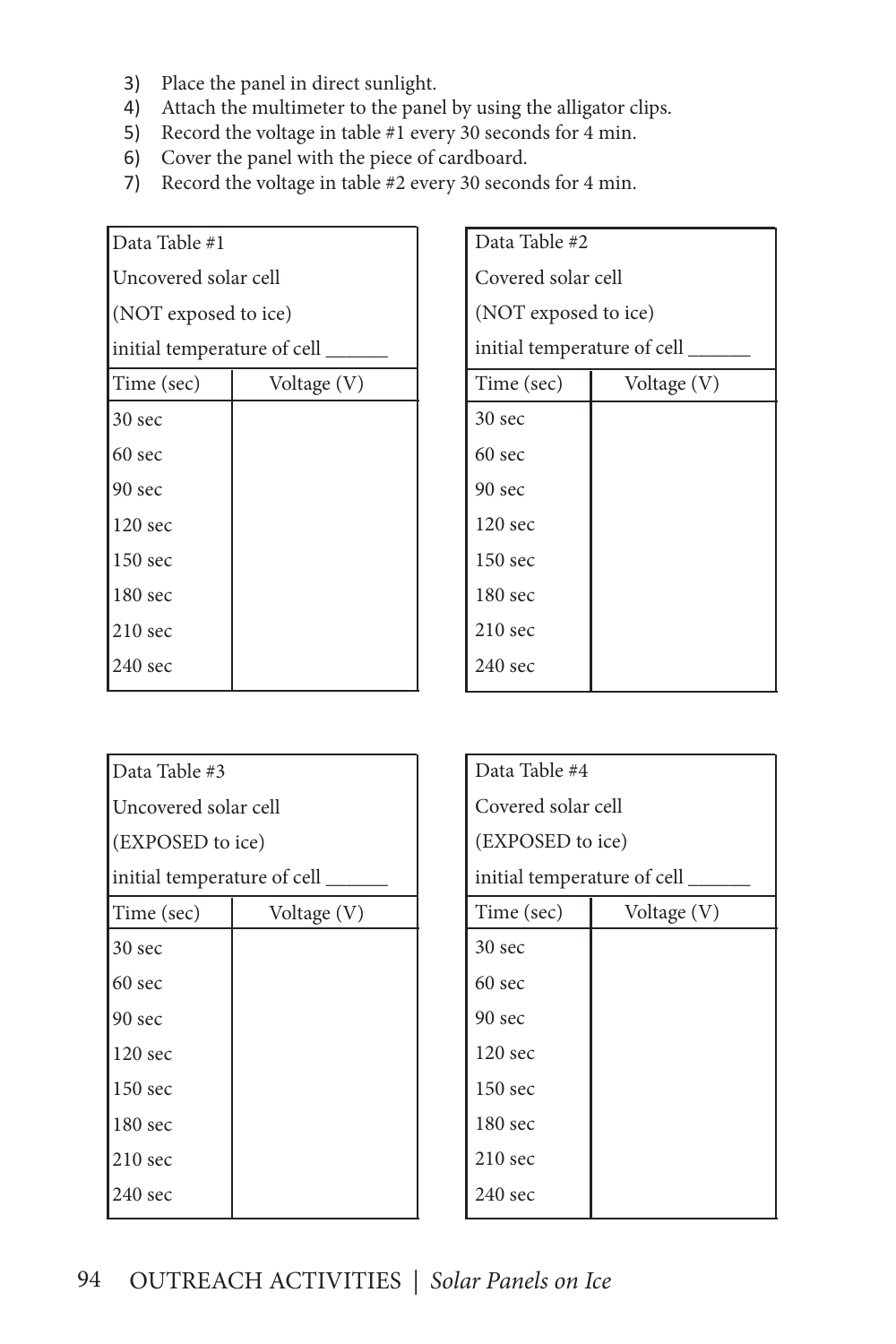3) Place the panel in direct sunlight.
4) Attach the multimeter to the panel by using the alligator clips.
5) Record the voltage in table #1 every 30 seconds for 4 min.
6) Cover the panel with the piece of cardboard.
7) Record the voltage in table #2 every 30 seconds for 4 min.

| Data Table #1<br>Uncovered solar cell<br>(NOT exposed to ice)<br>initial temperature of cell ______ | |
|---|---|
| Time (sec) | Voltage (V) |
| 30 sec | |
| 60 sec | |
| 90 sec | |
| 120 sec | |
| 150 sec | |
| 180 sec | |
| 210 sec | |
| 240 sec | |

| Data Table #2<br>Covered solar cell<br>(NOT exposed to ice)<br>initial temperature of cell ______ | |
|---|---|
| Time (sec) | Voltage (V) |
| 30 sec | |
| 60 sec | |
| 90 sec | |
| 120 sec | |
| 150 sec | |
| 180 sec | |
| 210 sec | |
| 240 sec | |

| Data Table #3<br>Uncovered solar cell<br>(EXPOSED to ice)<br>initial temperature of cell ______ | |
|---|---|
| Time (sec) | Voltage (V) |
| 30 sec | |
| 60 sec | |
| 90 sec | |
| 120 sec | |
| 150 sec | |
| 180 sec | |
| 210 sec | |
| 240 sec | |

| Data Table #4<br>Covered solar cell<br>(EXPOSED to ice)<br>initial temperature of cell ______ | |
|---|---|
| Time (sec) | Voltage (V) |
| 30 sec | |
| 60 sec | |
| 90 sec | |
| 120 sec | |
| 150 sec | |
| 180 sec | |
| 210 sec | |
| 240 sec | |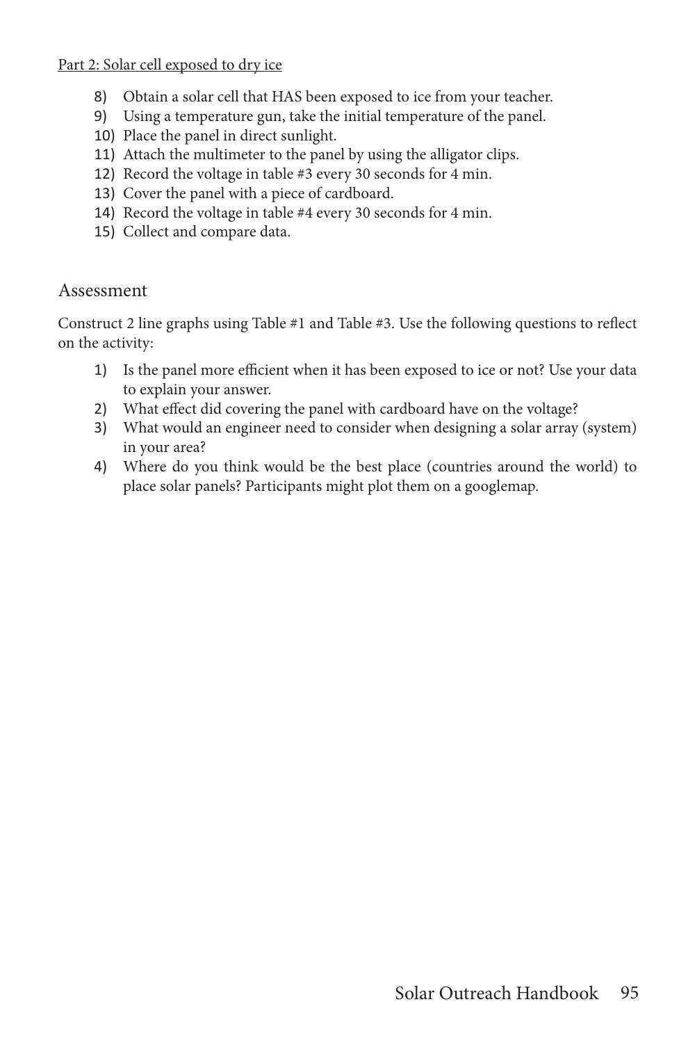Part 2: Solar cell exposed to dry ice

8) Obtain a solar cell that HAS been exposed to ice from your teacher.
9) Using a temperature gun, take the initial temperature of the panel.
10) Place the panel in direct sunlight.
11) Attach the multimeter to the panel by using the alligator clips.
12) Record the voltage in table #3 every 30 seconds for 4 min.
13) Cover the panel with a piece of cardboard.
14) Record the voltage in table #4 every 30 seconds for 4 min.
15) Collect and compare data.

## Assessment

Construct 2 line graphs using Table #1 and Table #3. Use the following questions to reflect on the activity:

1) Is the panel more efficient when it has been exposed to ice or not? Use your data to explain your answer.
2) What effect did covering the panel with cardboard have on the voltage?
3) What would an engineer need to consider when designing a solar array (system) in your area?
4) Where do you think would be the best place (countries around the world) to place solar panels? Participants might plot them on a googlemap.